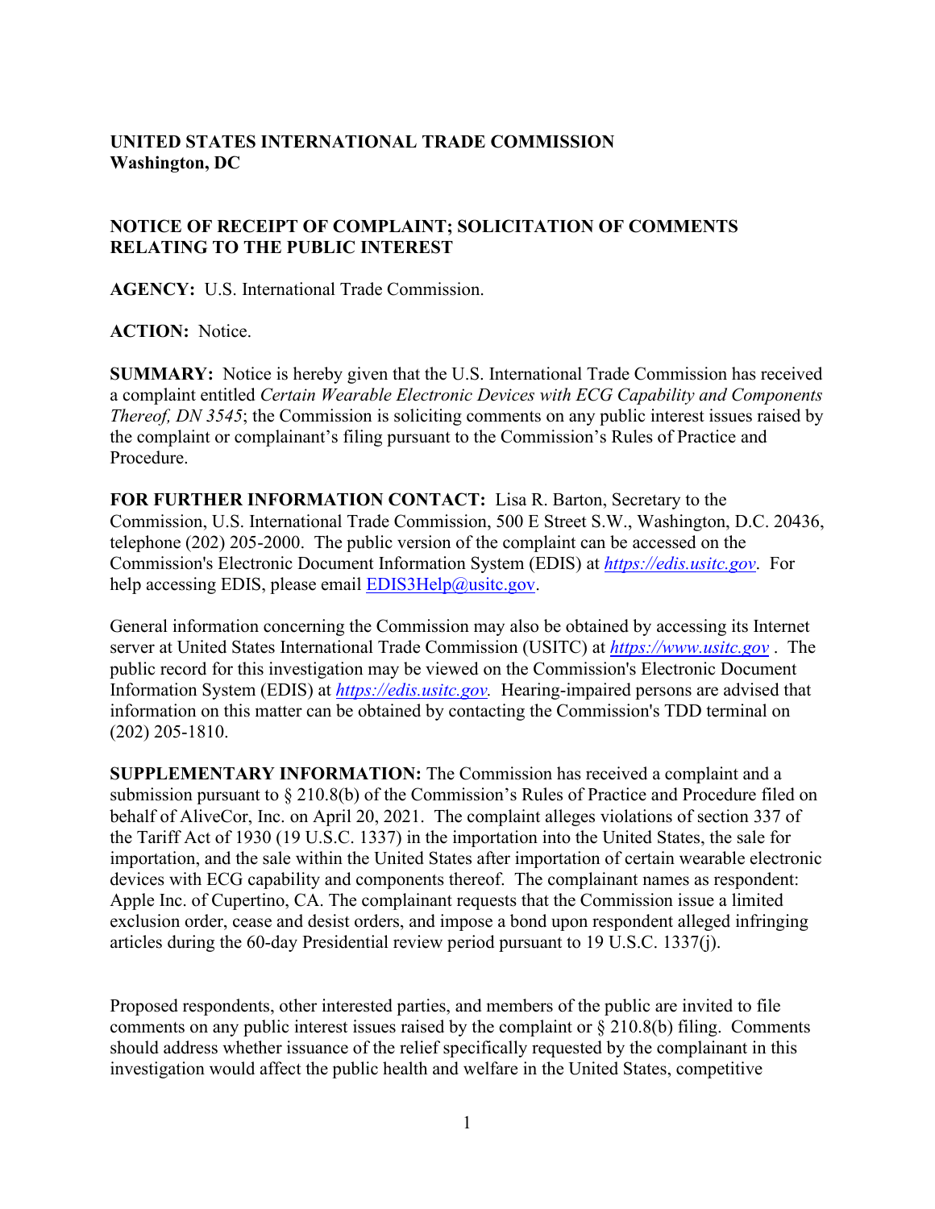**UNITED STATES INTERNATIONAL TRADE COMMISSION**
**Washington, DC**

**NOTICE OF RECEIPT OF COMPLAINT; SOLICITATION OF COMMENTS RELATING TO THE PUBLIC INTEREST**

**AGENCY:** U.S. International Trade Commission.

**ACTION:** Notice.

**SUMMARY:** Notice is hereby given that the U.S. International Trade Commission has received a complaint entitled *Certain Wearable Electronic Devices with ECG Capability and Components Thereof, DN 3545*; the Commission is soliciting comments on any public interest issues raised by the complaint or complainant's filing pursuant to the Commission's Rules of Practice and Procedure.

**FOR FURTHER INFORMATION CONTACT:** Lisa R. Barton, Secretary to the Commission, U.S. International Trade Commission, 500 E Street S.W., Washington, D.C. 20436, telephone (202) 205-2000. The public version of the complaint can be accessed on the Commission's Electronic Document Information System (EDIS) at *https://edis.usitc.gov*. For help accessing EDIS, please email EDIS3Help@usitc.gov.

General information concerning the Commission may also be obtained by accessing its Internet server at United States International Trade Commission (USITC) at *https://www.usitc.gov* . The public record for this investigation may be viewed on the Commission's Electronic Document Information System (EDIS) at *https://edis.usitc.gov.* Hearing-impaired persons are advised that information on this matter can be obtained by contacting the Commission's TDD terminal on (202) 205-1810.

**SUPPLEMENTARY INFORMATION:** The Commission has received a complaint and a submission pursuant to § 210.8(b) of the Commission's Rules of Practice and Procedure filed on behalf of AliveCor, Inc. on April 20, 2021. The complaint alleges violations of section 337 of the Tariff Act of 1930 (19 U.S.C. 1337) in the importation into the United States, the sale for importation, and the sale within the United States after importation of certain wearable electronic devices with ECG capability and components thereof. The complainant names as respondent: Apple Inc. of Cupertino, CA. The complainant requests that the Commission issue a limited exclusion order, cease and desist orders, and impose a bond upon respondent alleged infringing articles during the 60-day Presidential review period pursuant to 19 U.S.C. 1337(j).

Proposed respondents, other interested parties, and members of the public are invited to file comments on any public interest issues raised by the complaint or § 210.8(b) filing. Comments should address whether issuance of the relief specifically requested by the complainant in this investigation would affect the public health and welfare in the United States, competitive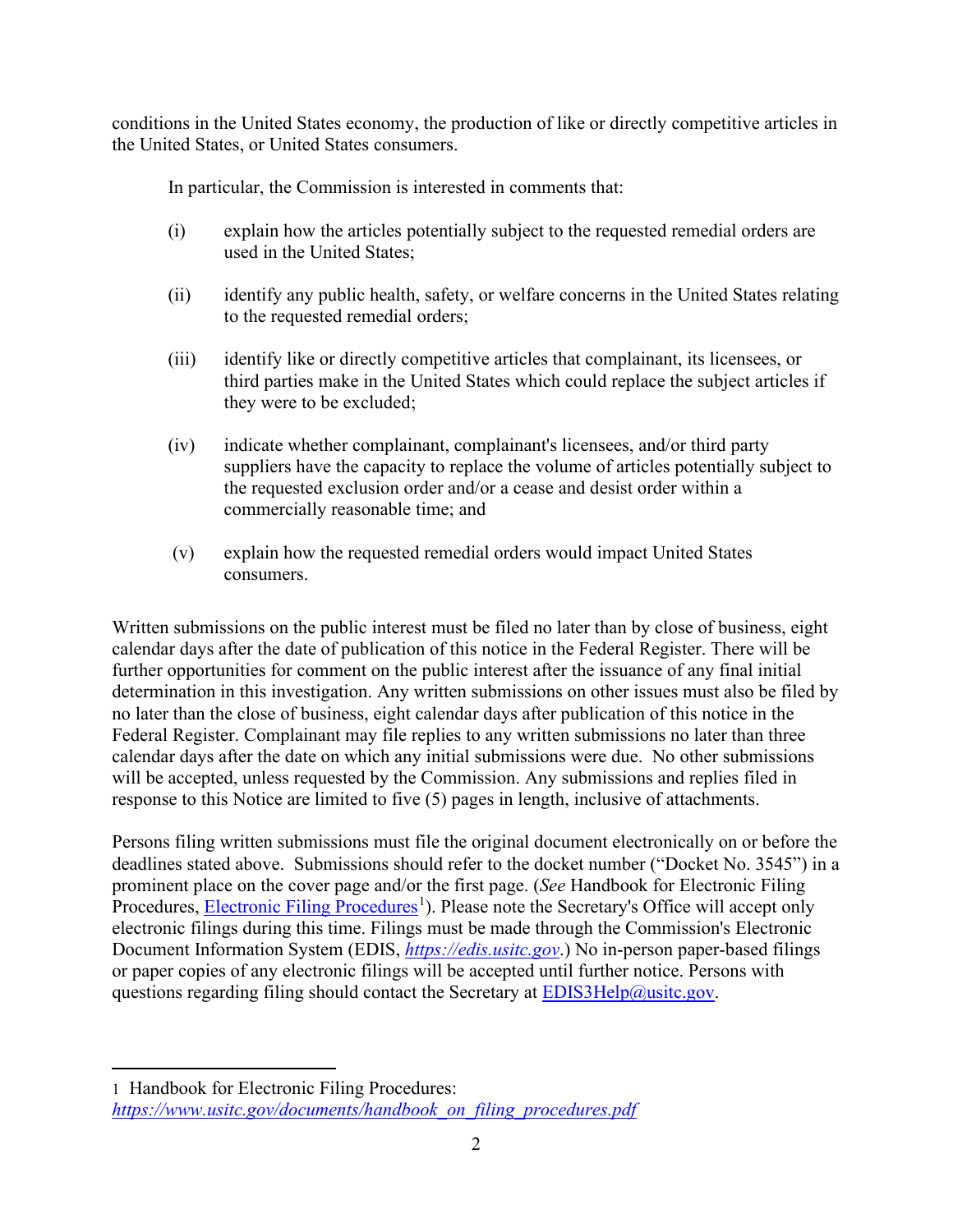conditions in the United States economy, the production of like or directly competitive articles in the United States, or United States consumers.

In particular, the Commission is interested in comments that:

(i) explain how the articles potentially subject to the requested remedial orders are used in the United States;

(ii) identify any public health, safety, or welfare concerns in the United States relating to the requested remedial orders;

(iii) identify like or directly competitive articles that complainant, its licensees, or third parties make in the United States which could replace the subject articles if they were to be excluded;

(iv) indicate whether complainant, complainant's licensees, and/or third party suppliers have the capacity to replace the volume of articles potentially subject to the requested exclusion order and/or a cease and desist order within a commercially reasonable time; and

(v) explain how the requested remedial orders would impact United States consumers.

Written submissions on the public interest must be filed no later than by close of business, eight calendar days after the date of publication of this notice in the Federal Register. There will be further opportunities for comment on the public interest after the issuance of any final initial determination in this investigation. Any written submissions on other issues must also be filed by no later than the close of business, eight calendar days after publication of this notice in the Federal Register. Complainant may file replies to any written submissions no later than three calendar days after the date on which any initial submissions were due. No other submissions will be accepted, unless requested by the Commission. Any submissions and replies filed in response to this Notice are limited to five (5) pages in length, inclusive of attachments.

Persons filing written submissions must file the original document electronically on or before the deadlines stated above. Submissions should refer to the docket number ("Docket No. 3545") in a prominent place on the cover page and/or the first page. (*See* Handbook for Electronic Filing Procedures, Electronic Filing Procedures[1]). Please note the Secretary's Office will accept only electronic filings during this time. Filings must be made through the Commission's Electronic Document Information System (EDIS, *https://edis.usitc.gov*.) No in-person paper-based filings or paper copies of any electronic filings will be accepted until further notice. Persons with questions regarding filing should contact the Secretary at EDIS3Help@usitc.gov.

---

1 Handbook for Electronic Filing Procedures: *https://www.usitc.gov/documents/handbook_on_filing_procedures.pdf*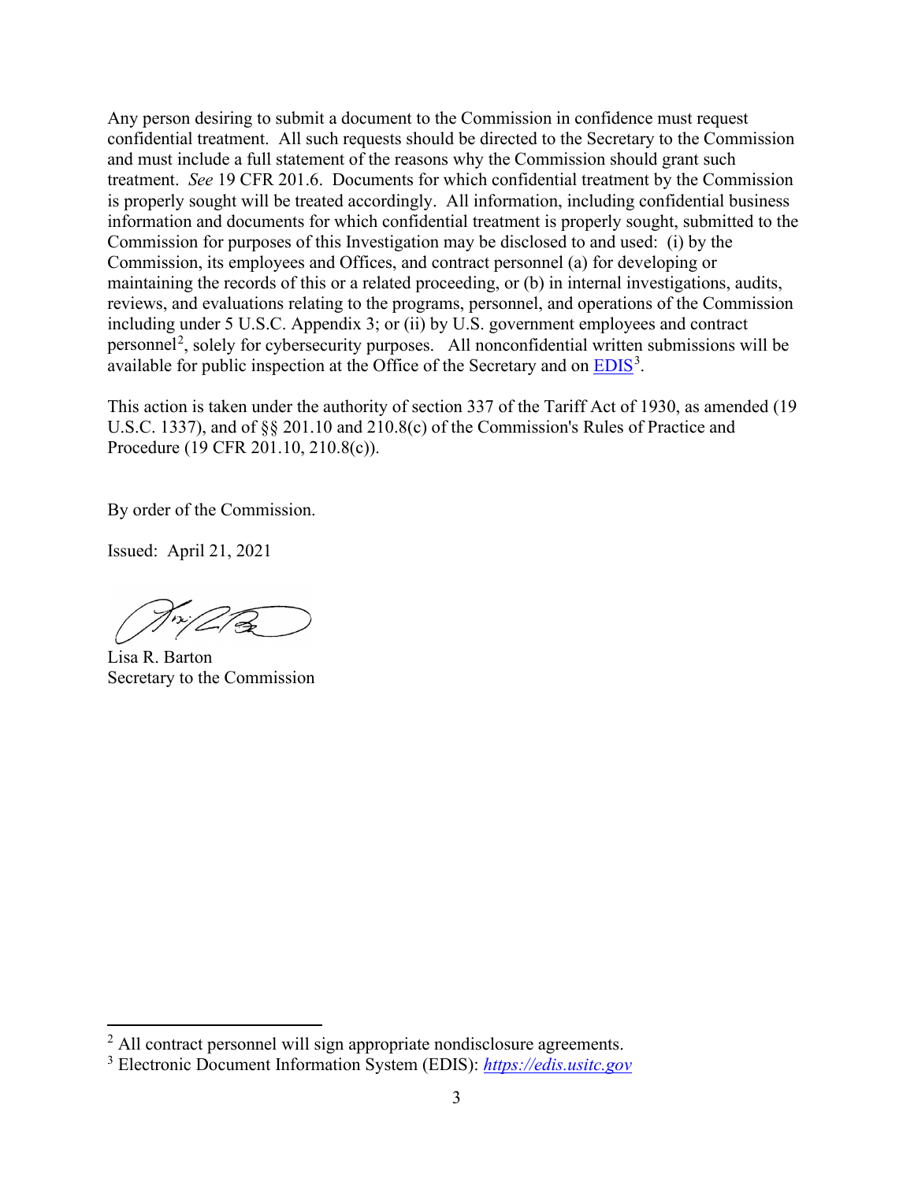Any person desiring to submit a document to the Commission in confidence must request confidential treatment. All such requests should be directed to the Secretary to the Commission and must include a full statement of the reasons why the Commission should grant such treatment. *See* 19 CFR 201.6. Documents for which confidential treatment by the Commission is properly sought will be treated accordingly. All information, including confidential business information and documents for which confidential treatment is properly sought, submitted to the Commission for purposes of this Investigation may be disclosed to and used: (i) by the Commission, its employees and Offices, and contract personnel (a) for developing or maintaining the records of this or a related proceeding, or (b) in internal investigations, audits, reviews, and evaluations relating to the programs, personnel, and operations of the Commission including under 5 U.S.C. Appendix 3; or (ii) by U.S. government employees and contract personnel[2], solely for cybersecurity purposes. All nonconfidential written submissions will be available for public inspection at the Office of the Secretary and on EDIS[3].

This action is taken under the authority of section 337 of the Tariff Act of 1930, as amended (19 U.S.C. 1337), and of §§ 201.10 and 210.8(c) of the Commission's Rules of Practice and Procedure (19 CFR 201.10, 210.8(c)).

By order of the Commission.

Issued: April 21, 2021

Lisa R. Barton
Secretary to the Commission

---

[2] All contract personnel will sign appropriate nondisclosure agreements.

[3] Electronic Document Information System (EDIS): *https://edis.usitc.gov*